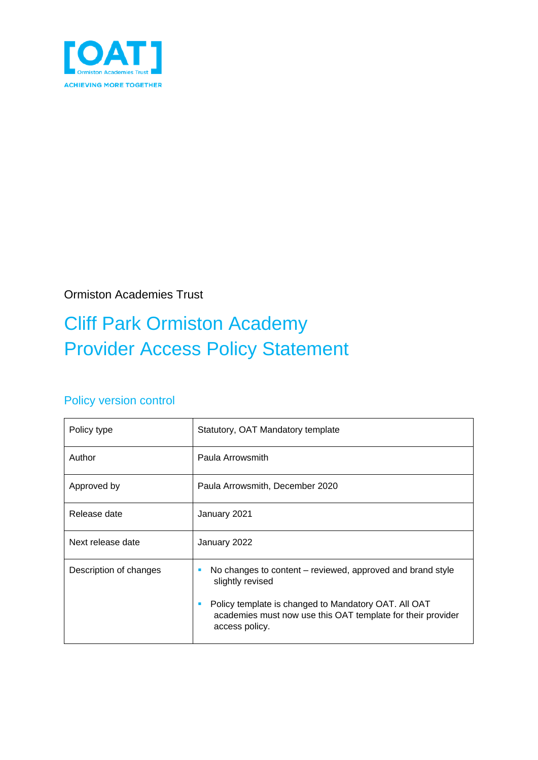Ormiston Academies Trust

# Cliff Park Ormiston Academy
# Provider Access Policy Statement

## Policy version control

| Policy type | Statutory, OAT Mandatory template |
|---|---|
| Author | Paula Arrowsmith |
| Approved by | Paula Arrowsmith, December 2020 |
| Release date | January 2021 |
| Next release date | January 2022 |
| Description of changes | - No changes to content – reviewed, approved and brand style slightly revised<br>- Policy template is changed to Mandatory OAT. All OAT academies must now use this OAT template for their provider access policy. |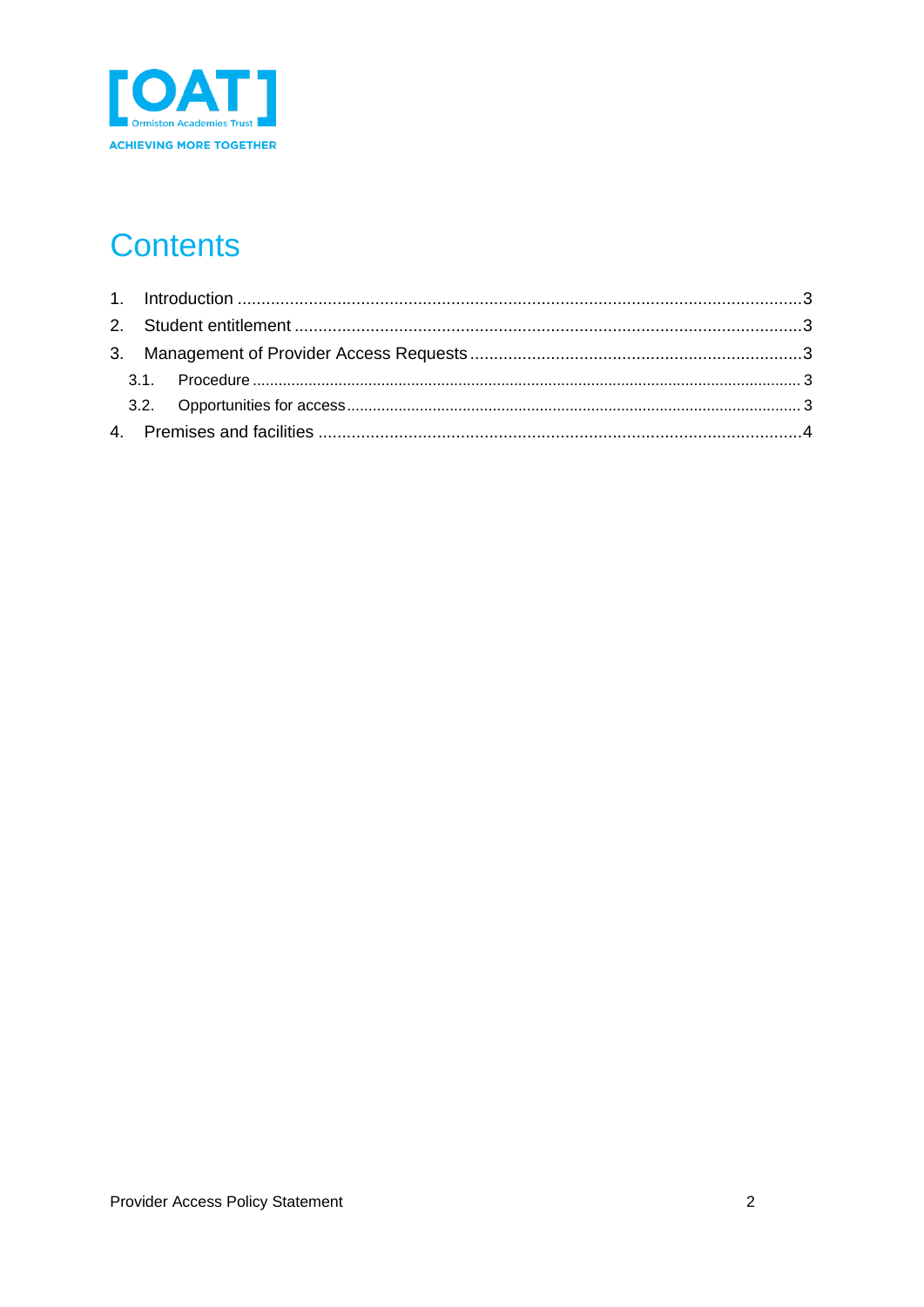# Contents

1. Introduction ........................................................................................................3
2. Student entitlement ..............................................................................................3
3. Management of Provider Access Requests ...........................................................3
   - 3.1. Procedure ......................................................................................................3
   - 3.2. Opportunities for access .................................................................................3
4. Premises and facilities ..........................................................................................4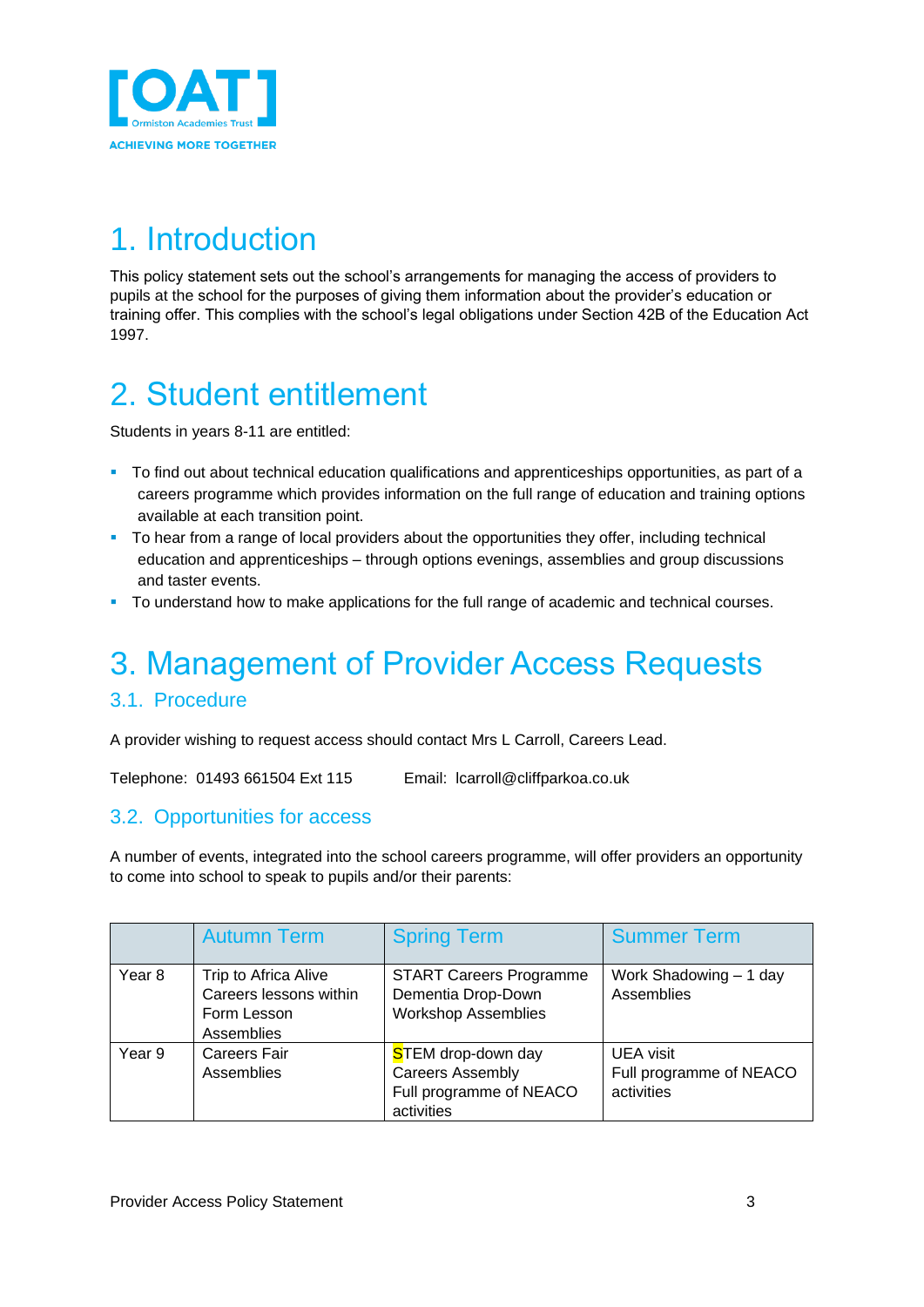# 1. Introduction

This policy statement sets out the school's arrangements for managing the access of providers to pupils at the school for the purposes of giving them information about the provider's education or training offer. This complies with the school's legal obligations under Section 42B of the Education Act 1997.

# 2. Student entitlement

Students in years 8-11 are entitled:

- To find out about technical education qualifications and apprenticeships opportunities, as part of a careers programme which provides information on the full range of education and training options available at each transition point.
- To hear from a range of local providers about the opportunities they offer, including technical education and apprenticeships – through options evenings, assemblies and group discussions and taster events.
- To understand how to make applications for the full range of academic and technical courses.

# 3. Management of Provider Access Requests

## 3.1. Procedure

A provider wishing to request access should contact Mrs L Carroll, Careers Lead.

Telephone: 01493 661504 Ext 115 Email: lcarroll@cliffparkoa.co.uk

## 3.2. Opportunities for access

A number of events, integrated into the school careers programme, will offer providers an opportunity to come into school to speak to pupils and/or their parents:

| | Autumn Term | Spring Term | Summer Term |
|---|---|---|---|
| Year 8 | Trip to Africa Alive<br>Careers lessons within Form Lesson<br>Assemblies | START Careers Programme<br>Dementia Drop-Down<br>Workshop Assemblies | Work Shadowing – 1 day<br>Assemblies |
| Year 9 | Careers Fair<br>Assemblies | STEM drop-down day<br>Careers Assembly<br>Full programme of NEACO activities | UEA visit<br>Full programme of NEACO activities |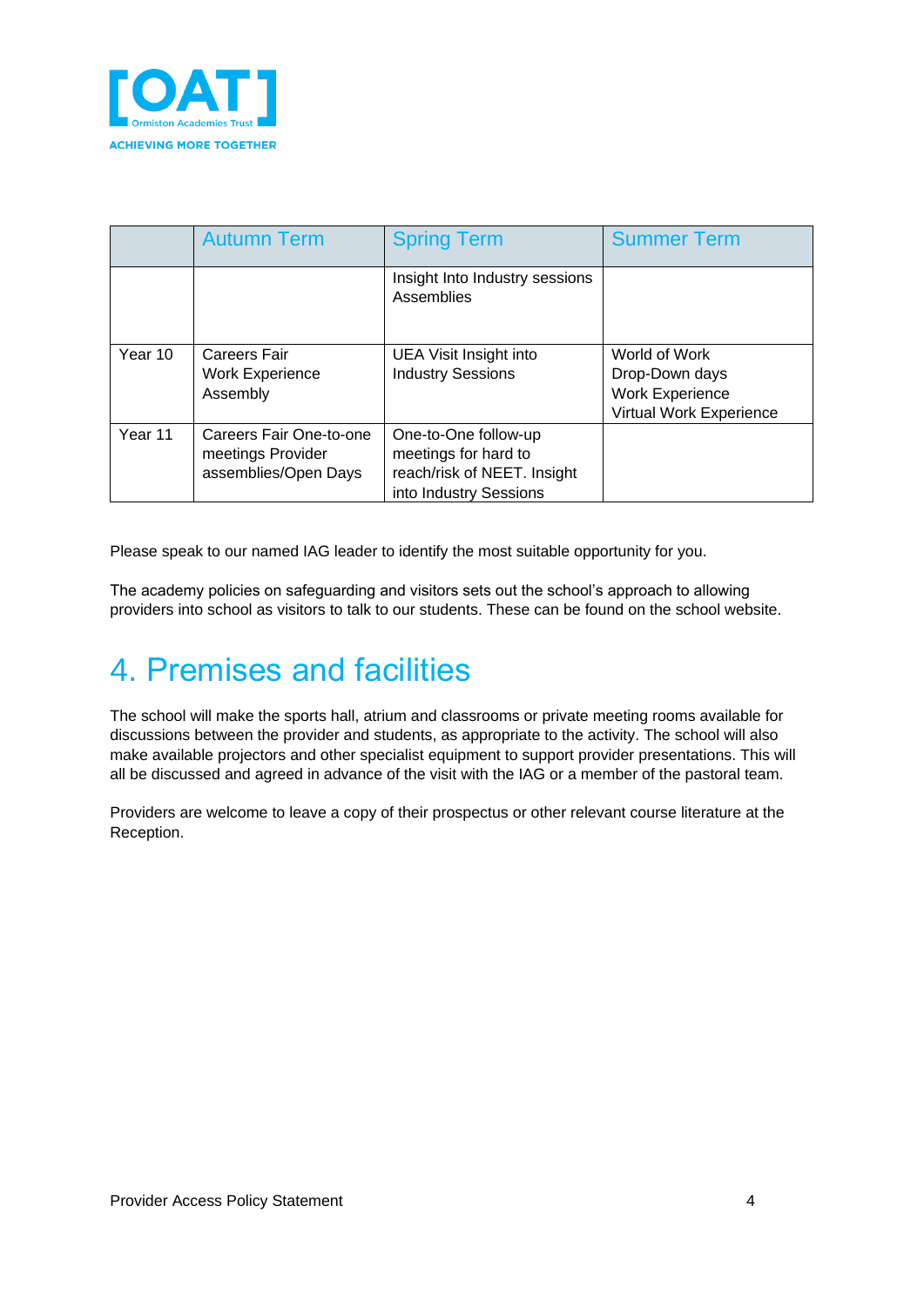| | Autumn Term | Spring Term | Summer Term |
|---|---|---|---|
| | | Insight Into Industry sessions Assemblies | |
| Year 10 | Careers Fair Work Experience Assembly | UEA Visit Insight into Industry Sessions | World of Work Drop-Down days Work Experience Virtual Work Experience |
| Year 11 | Careers Fair One-to-one meetings Provider assemblies/Open Days | One-to-One follow-up meetings for hard to reach/risk of NEET. Insight into Industry Sessions | |

Please speak to our named IAG leader to identify the most suitable opportunity for you.

The academy policies on safeguarding and visitors sets out the school's approach to allowing providers into school as visitors to talk to our students. These can be found on the school website.

# 4. Premises and facilities

The school will make the sports hall, atrium and classrooms or private meeting rooms available for discussions between the provider and students, as appropriate to the activity. The school will also make available projectors and other specialist equipment to support provider presentations. This will all be discussed and agreed in advance of the visit with the IAG or a member of the pastoral team.

Providers are welcome to leave a copy of their prospectus or other relevant course literature at the Reception.